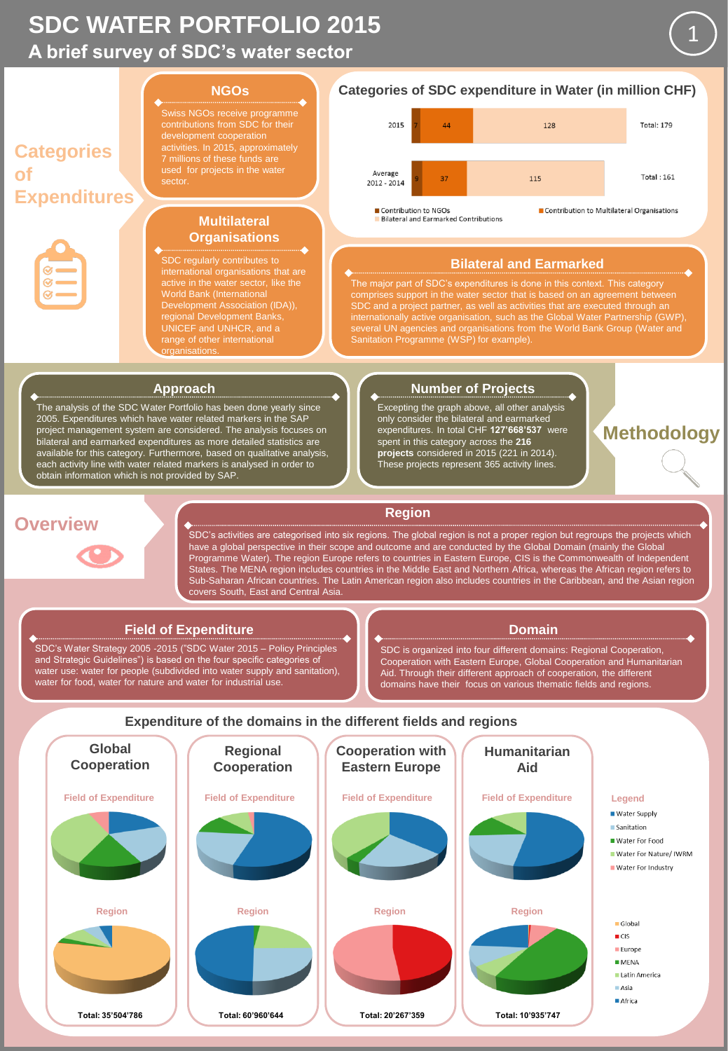# SDC WATER PORTFOLIO 2015

## A brief survey of SDC's water sector

## Categories of Expenditures

### NGOs

Swiss NGOs receive programme contributions from SDC for their development cooperation activities. In 2015, approximately 7 millions of these funds are used for projects in the water sector.

### Multilateral Organisations

SDC regularly contributes to international organisations that are active in the water sector, like the World Bank (International Development Association (IDA)), regional Development Banks, UNICEF and UNHCR, and a range of other international organisations.

### Categories of SDC expenditure in Water (in million CHF)

| | Contribution to NGOs | Contribution to Multilateral Organisations | Bilateral and Earmarked Contributions | Total |
|---|---|---|---|---|
| 2015 | 7 | 44 | 128 | Total: 179 |
| Average 2012 - 2014 | 9 | 37 | 115 | Total : 161 |

### Bilateral and Earmarked

The major part of SDC's expenditures is done in this context. This category comprises support in the water sector that is based on an agreement between SDC and a project partner, as well as activities that are executed through an internationally active organisation, such as the Global Water Partnership (GWP), several UN agencies and organisations from the World Bank Group (Water and Sanitation Programme (WSP) for example).

## Methodology

### Approach

The analysis of the SDC Water Portfolio has been done yearly since 2005. Expenditures which have water related markers in the SAP project management system are considered. The analysis focuses on bilateral and earmarked expenditures as more detailed statistics are available for this category. Furthermore, based on qualitative analysis, each activity line with water related markers is analysed in order to obtain information which is not provided by SAP.

### Number of Projects

Excepting the graph above, all other analysis only consider the bilateral and earmarked expenditures. In total CHF **127'668'537** were spent in this category across the **216 projects** considered in 2015 (221 in 2014). These projects represent 365 activity lines.

## Overview

### Region

SDC's activities are categorised into six regions. The global region is not a proper region but regroups the projects which have a global perspective in their scope and outcome and are conducted by the Global Domain (mainly the Global Programme Water). The region Europe refers to countries in Eastern Europe, CIS is the Commonwealth of Independent States. The MENA region includes countries in the Middle East and Northern Africa, whereas the African region refers to Sub-Saharan African countries. The Latin American region also includes countries in the Caribbean, and the Asian region covers South, East and Central Asia.

### Field of Expenditure

SDC's Water Strategy 2005 -2015 ("SDC Water 2015 – Policy Principles and Strategic Guidelines") is based on the four specific categories of water use: water for people (subdivided into water supply and sanitation), water for food, water for nature and water for industrial use.

### Domain

SDC is organized into four different domains: Regional Cooperation, Cooperation with Eastern Europe, Global Cooperation and Humanitarian Aid. Through their different approach of cooperation, the different domains have their focus on various thematic fields and regions.

### Expenditure of the domains in the different fields and regions

| Domain | Total |
|---|---|
| Global Cooperation | Total: 35'504'786 |
| Regional Cooperation | Total: 60'960'644 |
| Cooperation with Eastern Europe | Total: 20'267'359 |
| Humanitarian Aid | Total: 10'935'747 |

Legend (Field of Expenditure): Water Supply, Sanitation, Water For Food, Water For Nature/ IWRM, Water For Industry

Legend (Region): Global, CIS, Europe, MENA, Latin America, Asia, Africa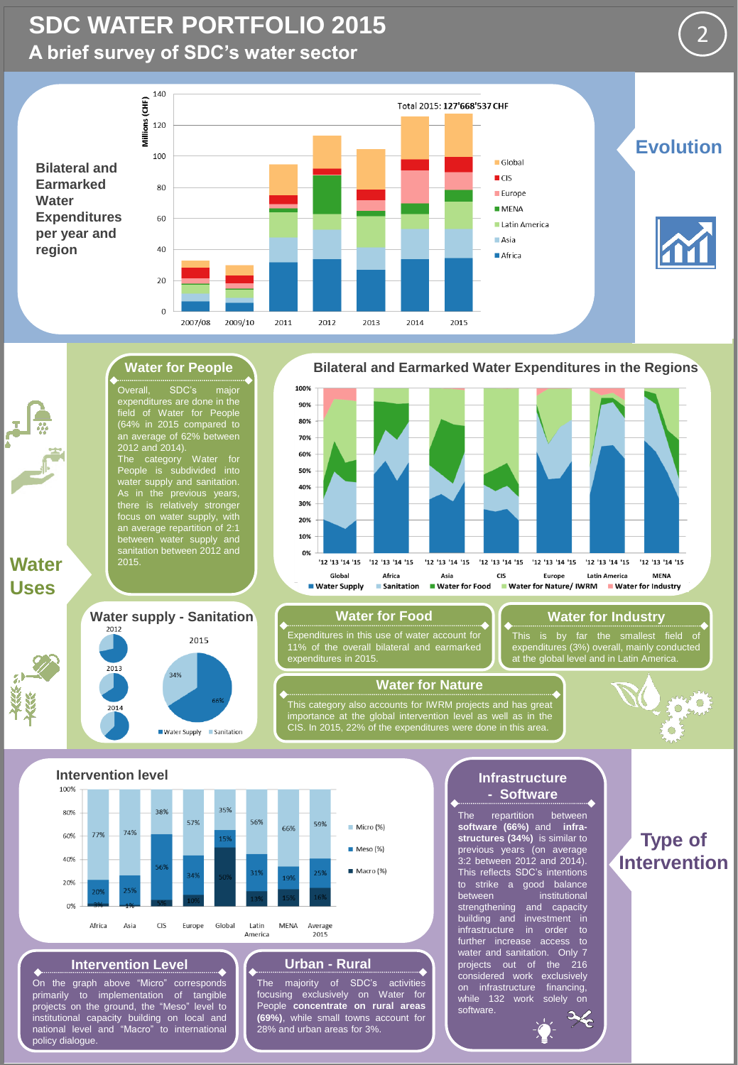# SDC WATER PORTFOLIO 2015

## A brief survey of SDC's water sector

## Evolution

**Bilateral and Earmarked Water Expenditures per year and region**

Millions (CHF)
140
120
100
80
60
40
20
0
2007/08
2009/10
2011
2012
2013
2014
2015

Total 2015: 127'668'537 CHF

Global
CIS
Europe
MENA
Latin America
Asia
Africa

## Water Uses

### Water for People

Overall, SDC's major expenditures are done in the field of Water for People (64% in 2015 compared to an average of 62% between 2012 and 2014).
The category Water for People is subdivided into water supply and sanitation. As in the previous years, there is relatively stronger focus on water supply, with an average repartition of 2:1 between water supply and sanitation between 2012 and 2015.

### Bilateral and Earmarked Water Expenditures in the Regions

100%
90%
80%
70%
60%
50%
40%
30%
20%
10%
0%

'12 '13 '14 '15 Global
'12 '13 '14 '15 Africa
'12 '13 '14 '15 Asia
'12 '13 '14 '15 CIS
'12 '13 '14 '15 Europe
'12 '13 '14 '15 Latin America
'12 '13 '14 '15 MENA

Water Supply
Sanitation
Water for Food
Water for Nature/ IWRM
Water for Industry

### Water supply - Sanitation

2012
2013
2014
2015
34%
66%
Water Supply
Sanitation

### Water for Food

Expenditures in this use of water account for 11% of the overall bilateral and earmarked expenditures in 2015.

### Water for Industry

This is by far the smallest field of expenditures (3%) overall, mainly conducted at the global level and in Latin America.

### Water for Nature

This category also accounts for IWRM projects and has great importance at the global intervention level as well as in the CIS. In 2015, 22% of the expenditures were done in this area.

## Type of Intervention

### Intervention level

100%
80%
60%
40%
20%
0%

Africa: 77%, 20%, 3%
Asia: 74%, 25%, 1%
CIS: 38%, 56%, 5%
Europe: 57%, 34%, 10%
Global: 35%, 15%, 50%
Latin America: 56%, 31%, 13%
MENA: 66%, 19%, 15%
Average 2015: 59%, 25%, 16%

Micro (%)
Meso (%)
Macro (%)

### Infrastructure - Software

The repartition between **software (66%)** and **infra-structures (34%)** is similar to previous years (on average 3:2 between 2012 and 2014). This reflects SDC's intentions to strike a good balance between institutional strengthening and capacity building and investment in infrastructure in order to further increase access to water and sanitation. Only 7 projects out of the 216 considered work exclusively on infrastructure financing, while 132 work solely on software.

### Intervention Level

On the graph above "Micro" corresponds primarily to implementation of tangible projects on the ground, the "Meso" level to institutional capacity building and decision making at national level and "Macro" to international policy dialogue.

### Urban - Rural

The majority of SDC's activities focusing exclusively on Water for People **concentrate on rural areas (69%)**, while small towns account for 28% and urban areas for 3%.